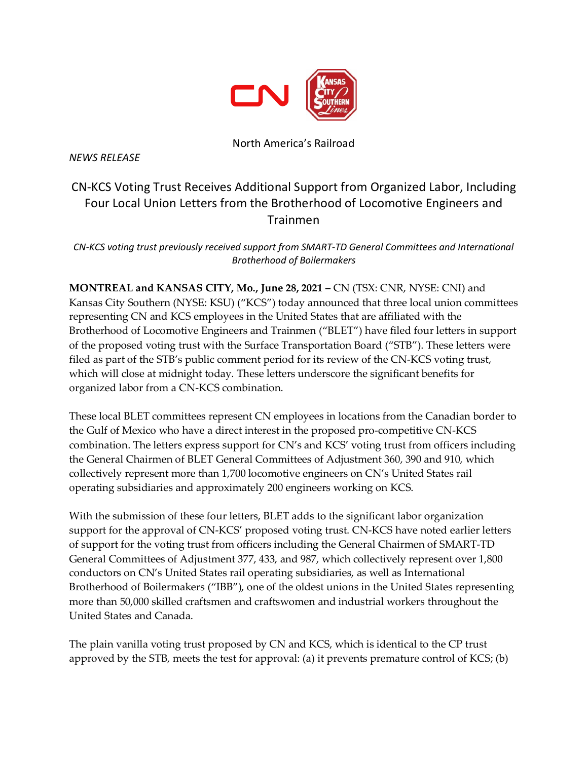North America's Railroad

*NEWS RELEASE*

# CN-KCS Voting Trust Receives Additional Support from Organized Labor, Including Four Local Union Letters from the Brotherhood of Locomotive Engineers and Trainmen

*CN-KCS voting trust previously received support from SMART-TD General Committees and International Brotherhood of Boilermakers*

**MONTREAL and KANSAS CITY, Mo., June 28, 2021 –** CN (TSX: CNR, NYSE: CNI) and Kansas City Southern (NYSE: KSU) ("KCS") today announced that three local union committees representing CN and KCS employees in the United States that are affiliated with the Brotherhood of Locomotive Engineers and Trainmen ("BLET") have filed four letters in support of the proposed voting trust with the Surface Transportation Board ("STB"). These letters were filed as part of the STB's public comment period for its review of the CN-KCS voting trust, which will close at midnight today. These letters underscore the significant benefits for organized labor from a CN-KCS combination.

These local BLET committees represent CN employees in locations from the Canadian border to the Gulf of Mexico who have a direct interest in the proposed pro-competitive CN-KCS combination. The letters express support for CN's and KCS' voting trust from officers including the General Chairmen of BLET General Committees of Adjustment 360, 390 and 910, which collectively represent more than 1,700 locomotive engineers on CN's United States rail operating subsidiaries and approximately 200 engineers working on KCS.

With the submission of these four letters, BLET adds to the significant labor organization support for the approval of CN-KCS' proposed voting trust. CN-KCS have noted earlier letters of support for the voting trust from officers including the General Chairmen of SMART-TD General Committees of Adjustment 377, 433, and 987, which collectively represent over 1,800 conductors on CN's United States rail operating subsidiaries, as well as International Brotherhood of Boilermakers ("IBB"), one of the oldest unions in the United States representing more than 50,000 skilled craftsmen and craftswomen and industrial workers throughout the United States and Canada.

The plain vanilla voting trust proposed by CN and KCS, which is identical to the CP trust approved by the STB, meets the test for approval: (a) it prevents premature control of KCS; (b)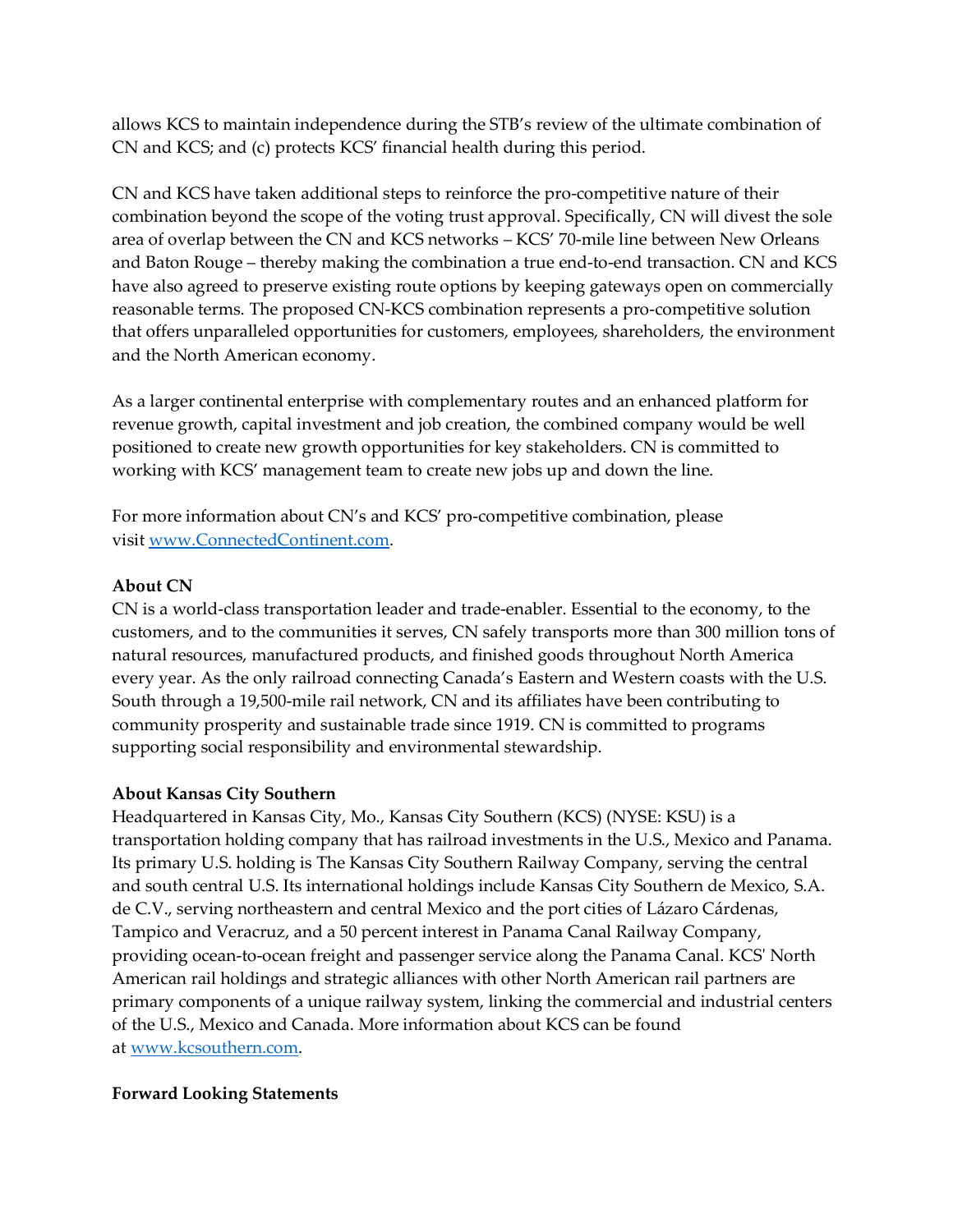allows KCS to maintain independence during the STB's review of the ultimate combination of CN and KCS; and (c) protects KCS' financial health during this period.

CN and KCS have taken additional steps to reinforce the pro-competitive nature of their combination beyond the scope of the voting trust approval. Specifically, CN will divest the sole area of overlap between the CN and KCS networks – KCS' 70-mile line between New Orleans and Baton Rouge – thereby making the combination a true end-to-end transaction. CN and KCS have also agreed to preserve existing route options by keeping gateways open on commercially reasonable terms. The proposed CN-KCS combination represents a pro-competitive solution that offers unparalleled opportunities for customers, employees, shareholders, the environment and the North American economy.

As a larger continental enterprise with complementary routes and an enhanced platform for revenue growth, capital investment and job creation, the combined company would be well positioned to create new growth opportunities for key stakeholders. CN is committed to working with KCS' management team to create new jobs up and down the line.

For more information about CN's and KCS' pro-competitive combination, please visit [www.ConnectedContinent.com](www.ConnectedContinent.com).

**About CN**
CN is a world-class transportation leader and trade-enabler. Essential to the economy, to the customers, and to the communities it serves, CN safely transports more than 300 million tons of natural resources, manufactured products, and finished goods throughout North America every year. As the only railroad connecting Canada's Eastern and Western coasts with the U.S. South through a 19,500-mile rail network, CN and its affiliates have been contributing to community prosperity and sustainable trade since 1919. CN is committed to programs supporting social responsibility and environmental stewardship.

**About Kansas City Southern**
Headquartered in Kansas City, Mo., Kansas City Southern (KCS) (NYSE: KSU) is a transportation holding company that has railroad investments in the U.S., Mexico and Panama. Its primary U.S. holding is The Kansas City Southern Railway Company, serving the central and south central U.S. Its international holdings include Kansas City Southern de Mexico, S.A. de C.V., serving northeastern and central Mexico and the port cities of Lázaro Cárdenas, Tampico and Veracruz, and a 50 percent interest in Panama Canal Railway Company, providing ocean-to-ocean freight and passenger service along the Panama Canal. KCS' North American rail holdings and strategic alliances with other North American rail partners are primary components of a unique railway system, linking the commercial and industrial centers of the U.S., Mexico and Canada. More information about KCS can be found at [www.kcsouthern.com](www.kcsouthern.com).

**Forward Looking Statements**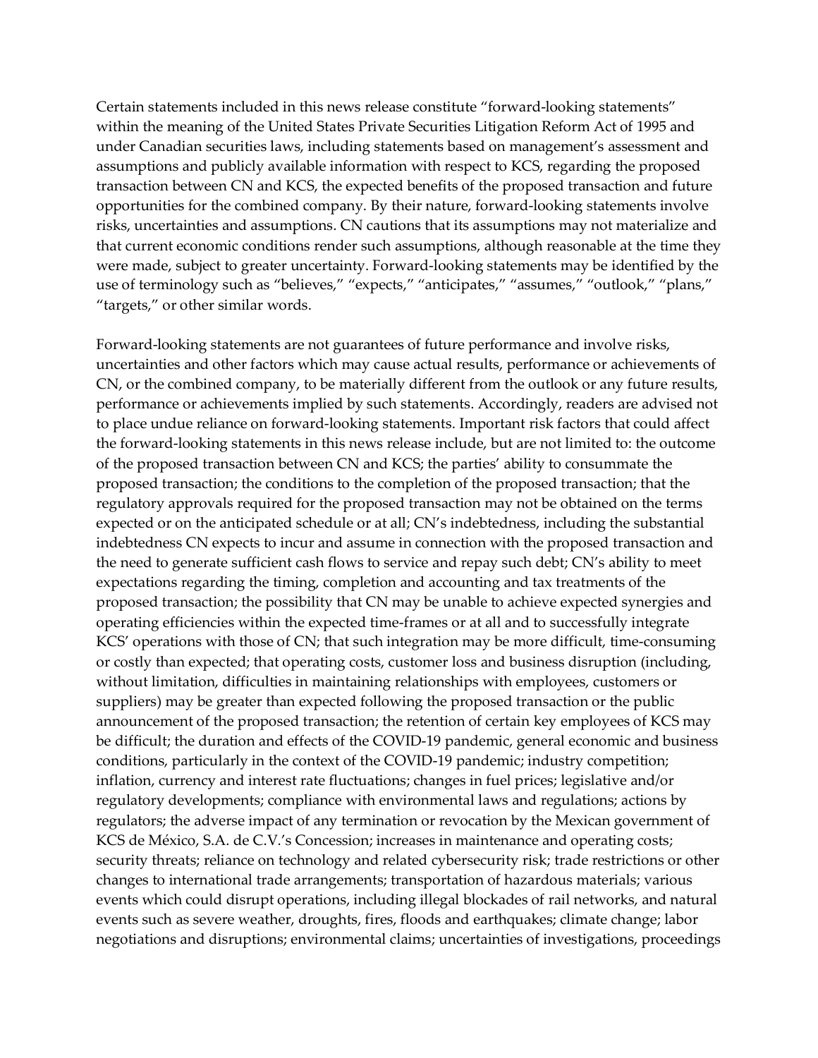Certain statements included in this news release constitute "forward-looking statements" within the meaning of the United States Private Securities Litigation Reform Act of 1995 and under Canadian securities laws, including statements based on management's assessment and assumptions and publicly available information with respect to KCS, regarding the proposed transaction between CN and KCS, the expected benefits of the proposed transaction and future opportunities for the combined company. By their nature, forward-looking statements involve risks, uncertainties and assumptions. CN cautions that its assumptions may not materialize and that current economic conditions render such assumptions, although reasonable at the time they were made, subject to greater uncertainty. Forward-looking statements may be identified by the use of terminology such as "believes," "expects," "anticipates," "assumes," "outlook," "plans," "targets," or other similar words.

Forward-looking statements are not guarantees of future performance and involve risks, uncertainties and other factors which may cause actual results, performance or achievements of CN, or the combined company, to be materially different from the outlook or any future results, performance or achievements implied by such statements. Accordingly, readers are advised not to place undue reliance on forward-looking statements. Important risk factors that could affect the forward-looking statements in this news release include, but are not limited to: the outcome of the proposed transaction between CN and KCS; the parties' ability to consummate the proposed transaction; the conditions to the completion of the proposed transaction; that the regulatory approvals required for the proposed transaction may not be obtained on the terms expected or on the anticipated schedule or at all; CN's indebtedness, including the substantial indebtedness CN expects to incur and assume in connection with the proposed transaction and the need to generate sufficient cash flows to service and repay such debt; CN's ability to meet expectations regarding the timing, completion and accounting and tax treatments of the proposed transaction; the possibility that CN may be unable to achieve expected synergies and operating efficiencies within the expected time-frames or at all and to successfully integrate KCS' operations with those of CN; that such integration may be more difficult, time-consuming or costly than expected; that operating costs, customer loss and business disruption (including, without limitation, difficulties in maintaining relationships with employees, customers or suppliers) may be greater than expected following the proposed transaction or the public announcement of the proposed transaction; the retention of certain key employees of KCS may be difficult; the duration and effects of the COVID-19 pandemic, general economic and business conditions, particularly in the context of the COVID-19 pandemic; industry competition; inflation, currency and interest rate fluctuations; changes in fuel prices; legislative and/or regulatory developments; compliance with environmental laws and regulations; actions by regulators; the adverse impact of any termination or revocation by the Mexican government of KCS de México, S.A. de C.V.'s Concession; increases in maintenance and operating costs; security threats; reliance on technology and related cybersecurity risk; trade restrictions or other changes to international trade arrangements; transportation of hazardous materials; various events which could disrupt operations, including illegal blockades of rail networks, and natural events such as severe weather, droughts, fires, floods and earthquakes; climate change; labor negotiations and disruptions; environmental claims; uncertainties of investigations, proceedings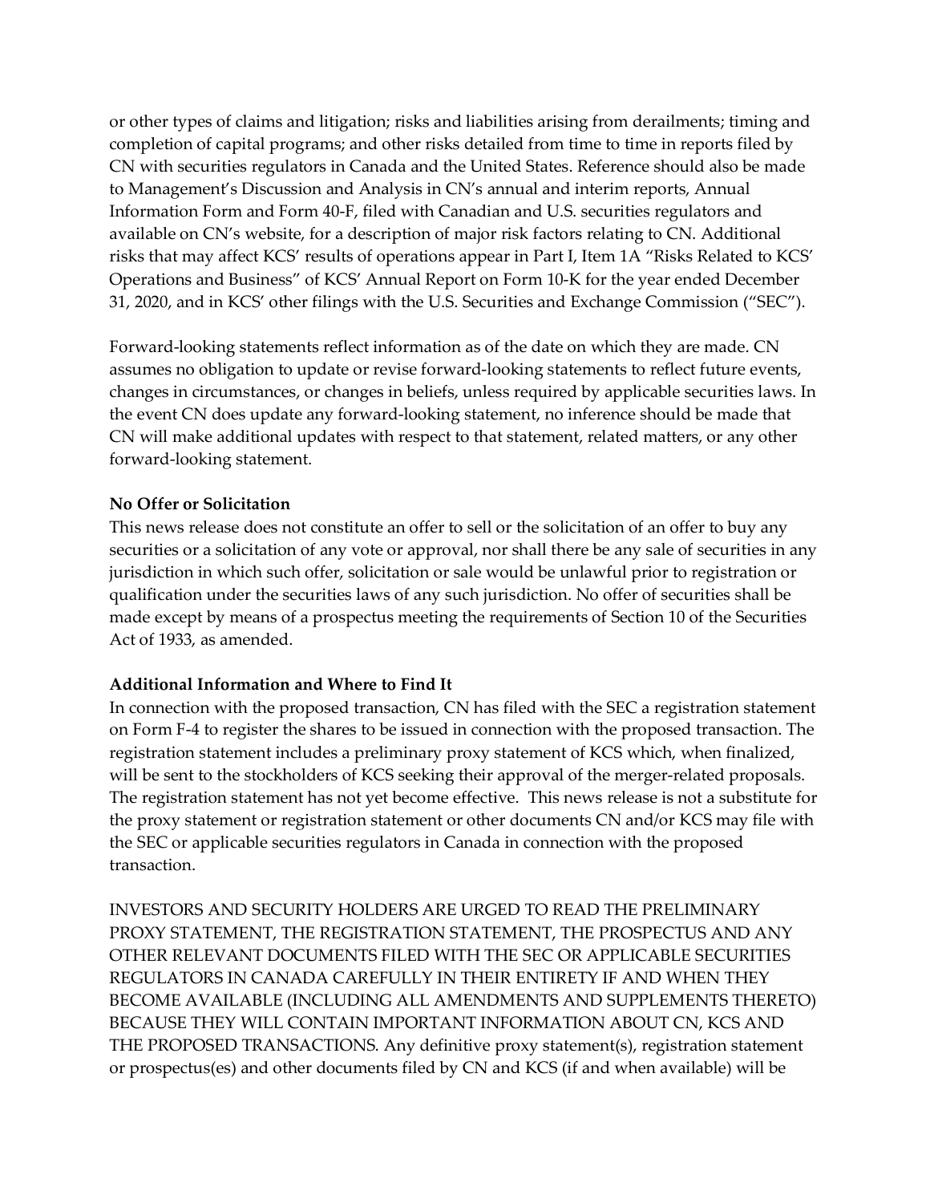or other types of claims and litigation; risks and liabilities arising from derailments; timing and completion of capital programs; and other risks detailed from time to time in reports filed by CN with securities regulators in Canada and the United States. Reference should also be made to Management's Discussion and Analysis in CN's annual and interim reports, Annual Information Form and Form 40-F, filed with Canadian and U.S. securities regulators and available on CN's website, for a description of major risk factors relating to CN. Additional risks that may affect KCS' results of operations appear in Part I, Item 1A "Risks Related to KCS' Operations and Business" of KCS' Annual Report on Form 10-K for the year ended December 31, 2020, and in KCS' other filings with the U.S. Securities and Exchange Commission ("SEC").

Forward-looking statements reflect information as of the date on which they are made. CN assumes no obligation to update or revise forward-looking statements to reflect future events, changes in circumstances, or changes in beliefs, unless required by applicable securities laws. In the event CN does update any forward-looking statement, no inference should be made that CN will make additional updates with respect to that statement, related matters, or any other forward-looking statement.

**No Offer or Solicitation**

This news release does not constitute an offer to sell or the solicitation of an offer to buy any securities or a solicitation of any vote or approval, nor shall there be any sale of securities in any jurisdiction in which such offer, solicitation or sale would be unlawful prior to registration or qualification under the securities laws of any such jurisdiction. No offer of securities shall be made except by means of a prospectus meeting the requirements of Section 10 of the Securities Act of 1933, as amended.

**Additional Information and Where to Find It**

In connection with the proposed transaction, CN has filed with the SEC a registration statement on Form F-4 to register the shares to be issued in connection with the proposed transaction. The registration statement includes a preliminary proxy statement of KCS which, when finalized, will be sent to the stockholders of KCS seeking their approval of the merger-related proposals. The registration statement has not yet become effective. This news release is not a substitute for the proxy statement or registration statement or other documents CN and/or KCS may file with the SEC or applicable securities regulators in Canada in connection with the proposed transaction.

INVESTORS AND SECURITY HOLDERS ARE URGED TO READ THE PRELIMINARY PROXY STATEMENT, THE REGISTRATION STATEMENT, THE PROSPECTUS AND ANY OTHER RELEVANT DOCUMENTS FILED WITH THE SEC OR APPLICABLE SECURITIES REGULATORS IN CANADA CAREFULLY IN THEIR ENTIRETY IF AND WHEN THEY BECOME AVAILABLE (INCLUDING ALL AMENDMENTS AND SUPPLEMENTS THERETO) BECAUSE THEY WILL CONTAIN IMPORTANT INFORMATION ABOUT CN, KCS AND THE PROPOSED TRANSACTIONS. Any definitive proxy statement(s), registration statement or prospectus(es) and other documents filed by CN and KCS (if and when available) will be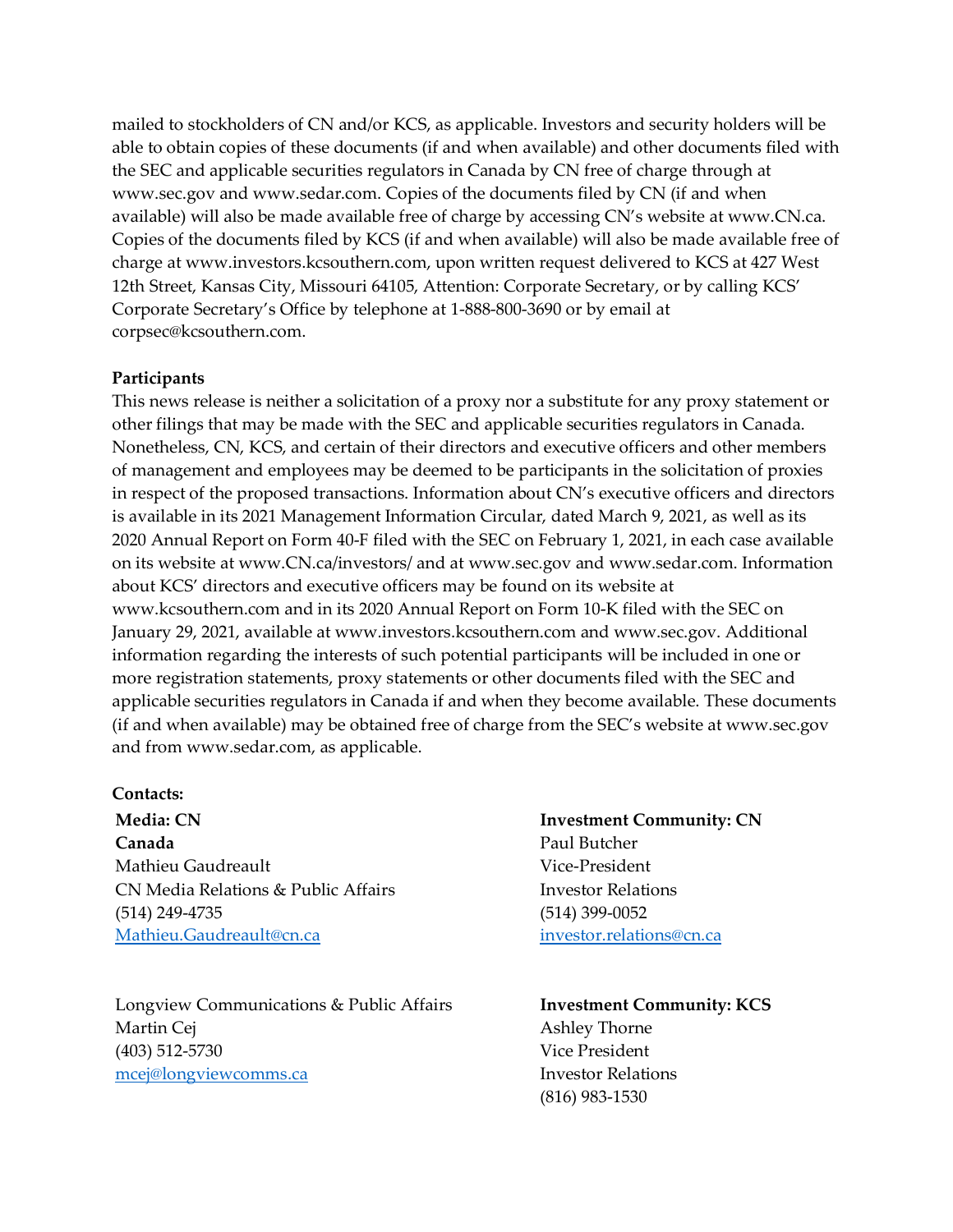mailed to stockholders of CN and/or KCS, as applicable. Investors and security holders will be able to obtain copies of these documents (if and when available) and other documents filed with the SEC and applicable securities regulators in Canada by CN free of charge through at www.sec.gov and www.sedar.com. Copies of the documents filed by CN (if and when available) will also be made available free of charge by accessing CN's website at www.CN.ca. Copies of the documents filed by KCS (if and when available) will also be made available free of charge at www.investors.kcsouthern.com, upon written request delivered to KCS at 427 West 12th Street, Kansas City, Missouri 64105, Attention: Corporate Secretary, or by calling KCS' Corporate Secretary's Office by telephone at 1-888-800-3690 or by email at corpsec@kcsouthern.com.

**Participants**

This news release is neither a solicitation of a proxy nor a substitute for any proxy statement or other filings that may be made with the SEC and applicable securities regulators in Canada. Nonetheless, CN, KCS, and certain of their directors and executive officers and other members of management and employees may be deemed to be participants in the solicitation of proxies in respect of the proposed transactions. Information about CN's executive officers and directors is available in its 2021 Management Information Circular, dated March 9, 2021, as well as its 2020 Annual Report on Form 40-F filed with the SEC on February 1, 2021, in each case available on its website at www.CN.ca/investors/ and at www.sec.gov and www.sedar.com. Information about KCS' directors and executive officers may be found on its website at www.kcsouthern.com and in its 2020 Annual Report on Form 10-K filed with the SEC on January 29, 2021, available at www.investors.kcsouthern.com and www.sec.gov. Additional information regarding the interests of such potential participants will be included in one or more registration statements, proxy statements or other documents filed with the SEC and applicable securities regulators in Canada if and when they become available. These documents (if and when available) may be obtained free of charge from the SEC's website at www.sec.gov and from www.sedar.com, as applicable.

**Contacts:**

**Media: CN Canada**
Mathieu Gaudreault
CN Media Relations & Public Affairs
(514) 249-4735
Mathieu.Gaudreault@cn.ca

Longview Communications & Public Affairs
Martin Cej
(403) 512-5730
mcej@longviewcomms.ca

**Investment Community: CN**
Paul Butcher
Vice-President
Investor Relations
(514) 399-0052
investor.relations@cn.ca

**Investment Community: KCS**
Ashley Thorne
Vice President
Investor Relations
(816) 983-1530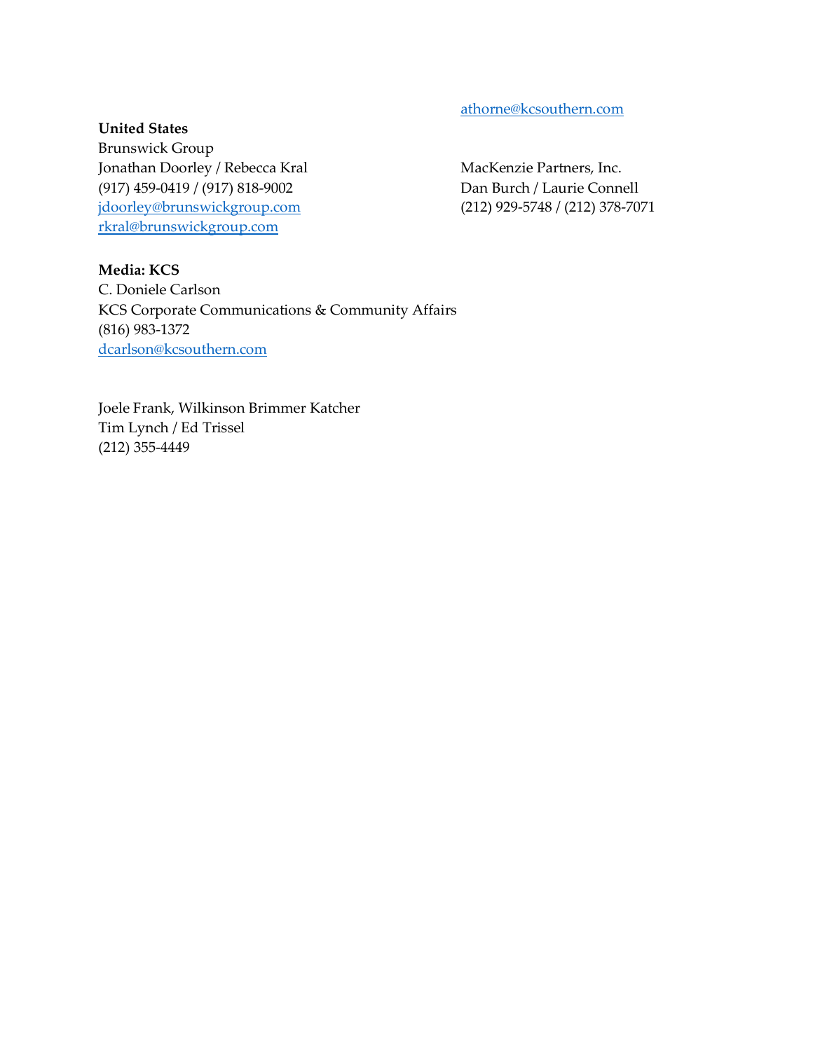athorne@kcsouthern.com

MacKenzie Partners, Inc.
Dan Burch / Laurie Connell
(212) 929-5748 / (212) 378-7071

**United States**
Brunswick Group
Jonathan Doorley / Rebecca Kral
(917) 459-0419 / (917) 818-9002
jdoorley@brunswickgroup.com
rkral@brunswickgroup.com

**Media: KCS**
C. Doniele Carlson
KCS Corporate Communications & Community Affairs
(816) 983-1372
dcarlson@kcsouthern.com

Joele Frank, Wilkinson Brimmer Katcher
Tim Lynch / Ed Trissel
(212) 355-4449